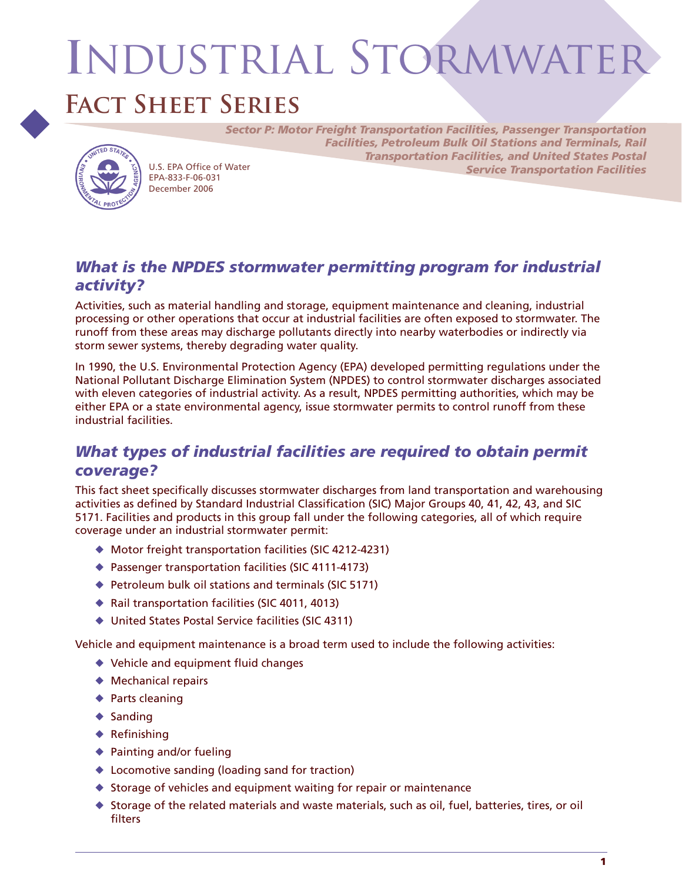# Industrial Stormwater

## Fact Sheet Series

*Sector P: Motor Freight Transportation Facilities, Passenger Transportation Facilities, Petroleum Bulk Oil Stations and Terminals, Rail Transportation Facilities, and United States Postal Service Transportation Facilities*

U.S. EPA Office of Water
EPA-833-F-06-031
December 2006

### *What is the NPDES stormwater permitting program for industrial activity?*

Activities, such as material handling and storage, equipment maintenance and cleaning, industrial processing or other operations that occur at industrial facilities are often exposed to stormwater. The runoff from these areas may discharge pollutants directly into nearby waterbodies or indirectly via storm sewer systems, thereby degrading water quality.

In 1990, the U.S. Environmental Protection Agency (EPA) developed permitting regulations under the National Pollutant Discharge Elimination System (NPDES) to control stormwater discharges associated with eleven categories of industrial activity. As a result, NPDES permitting authorities, which may be either EPA or a state environmental agency, issue stormwater permits to control runoff from these industrial facilities.

### *What types of industrial facilities are required to obtain permit coverage?*

This fact sheet specifically discusses stormwater discharges from land transportation and warehousing activities as defined by Standard Industrial Classification (SIC) Major Groups 40, 41, 42, 43, and SIC 5171. Facilities and products in this group fall under the following categories, all of which require coverage under an industrial stormwater permit:

- Motor freight transportation facilities (SIC 4212-4231)
- Passenger transportation facilities (SIC 4111-4173)
- Petroleum bulk oil stations and terminals (SIC 5171)
- Rail transportation facilities (SIC 4011, 4013)
- United States Postal Service facilities (SIC 4311)

Vehicle and equipment maintenance is a broad term used to include the following activities:

- Vehicle and equipment fluid changes
- Mechanical repairs
- Parts cleaning
- Sanding
- Refinishing
- Painting and/or fueling
- Locomotive sanding (loading sand for traction)
- Storage of vehicles and equipment waiting for repair or maintenance
- Storage of the related materials and waste materials, such as oil, fuel, batteries, tires, or oil filters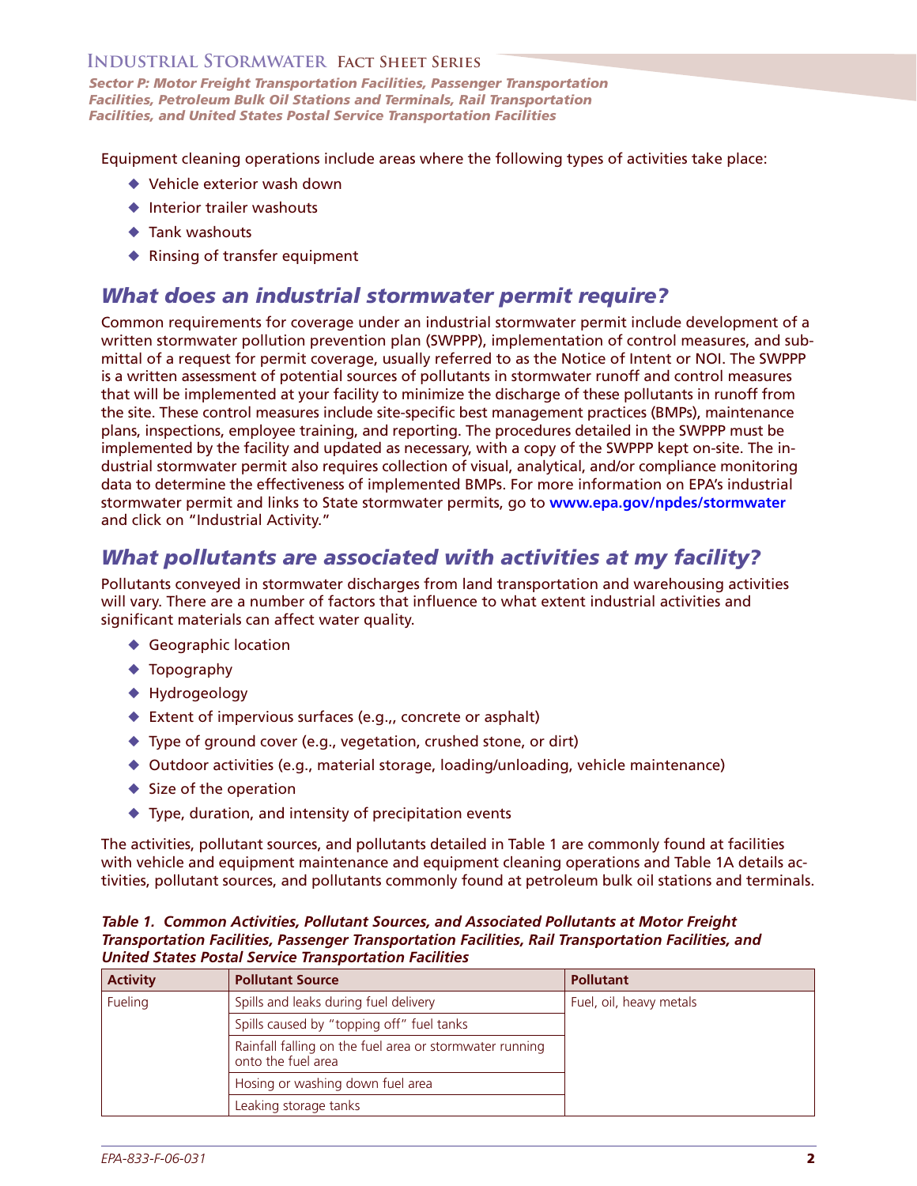Equipment cleaning operations include areas where the following types of activities take place:

- Vehicle exterior wash down
- Interior trailer washouts
- Tank washouts
- Rinsing of transfer equipment

## *What does an industrial stormwater permit require?*

Common requirements for coverage under an industrial stormwater permit include development of a written stormwater pollution prevention plan (SWPPP), implementation of control measures, and submittal of a request for permit coverage, usually referred to as the Notice of Intent or NOI. The SWPPP is a written assessment of potential sources of pollutants in stormwater runoff and control measures that will be implemented at your facility to minimize the discharge of these pollutants in runoff from the site. These control measures include site-specific best management practices (BMPs), maintenance plans, inspections, employee training, and reporting. The procedures detailed in the SWPPP must be implemented by the facility and updated as necessary, with a copy of the SWPPP kept on-site. The industrial stormwater permit also requires collection of visual, analytical, and/or compliance monitoring data to determine the effectiveness of implemented BMPs. For more information on EPA's industrial stormwater permit and links to State stormwater permits, go to **www.epa.gov/npdes/stormwater** and click on "Industrial Activity."

## *What pollutants are associated with activities at my facility?*

Pollutants conveyed in stormwater discharges from land transportation and warehousing activities will vary. There are a number of factors that influence to what extent industrial activities and significant materials can affect water quality.

- Geographic location
- Topography
- Hydrogeology
- Extent of impervious surfaces (e.g.,, concrete or asphalt)
- Type of ground cover (e.g., vegetation, crushed stone, or dirt)
- Outdoor activities (e.g., material storage, loading/unloading, vehicle maintenance)
- Size of the operation
- Type, duration, and intensity of precipitation events

The activities, pollutant sources, and pollutants detailed in Table 1 are commonly found at facilities with vehicle and equipment maintenance and equipment cleaning operations and Table 1A details activities, pollutant sources, and pollutants commonly found at petroleum bulk oil stations and terminals.

***Table 1. Common Activities, Pollutant Sources, and Associated Pollutants at Motor Freight Transportation Facilities, Passenger Transportation Facilities, Rail Transportation Facilities, and United States Postal Service Transportation Facilities***

| Activity | Pollutant Source | Pollutant |
|---|---|---|
| Fueling | Spills and leaks during fuel delivery | Fuel, oil, heavy metals |
| | Spills caused by "topping off" fuel tanks | |
| | Rainfall falling on the fuel area or stormwater running onto the fuel area | |
| | Hosing or washing down fuel area | |
| | Leaking storage tanks | |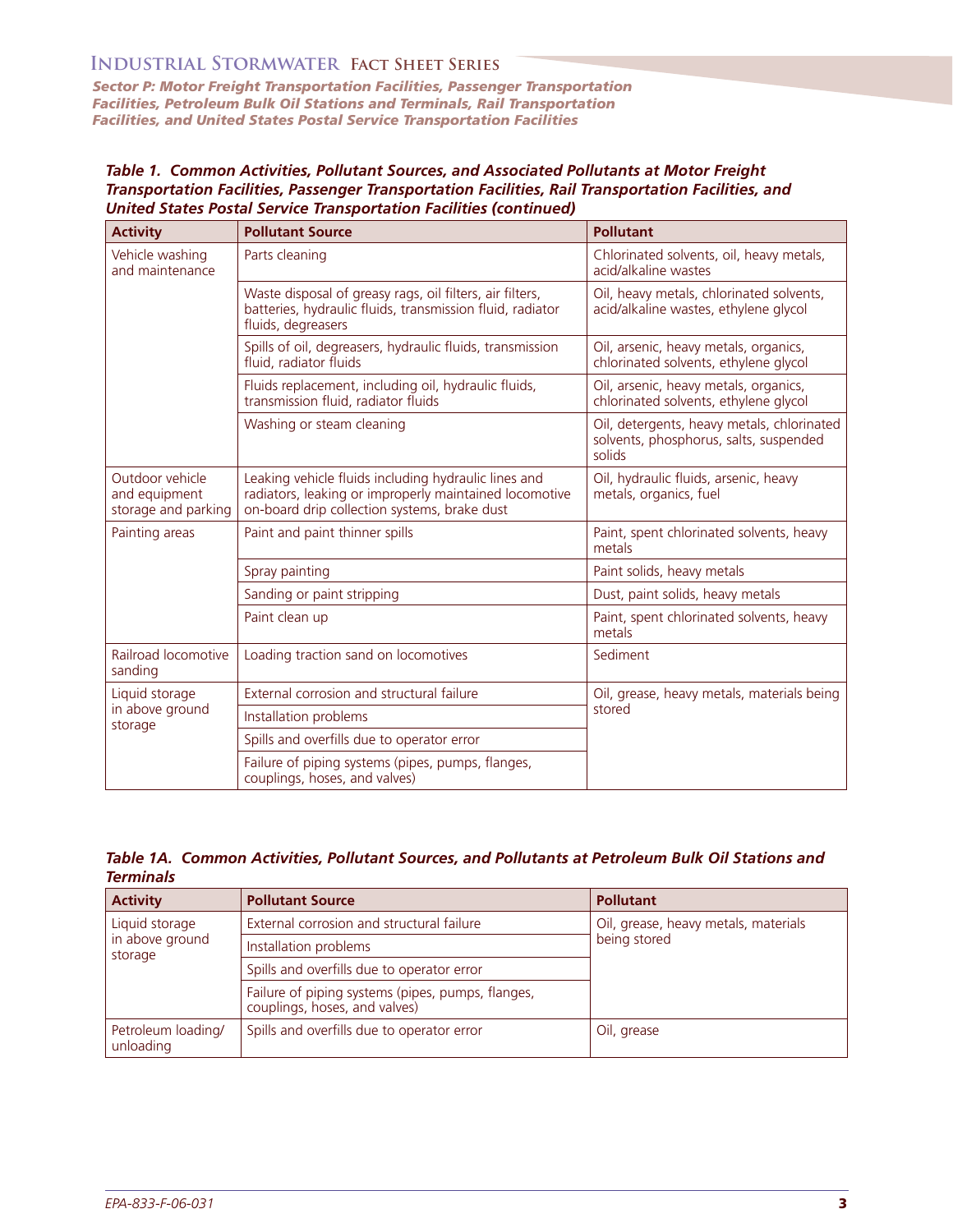**Table 1. Common Activities, Pollutant Sources, and Associated Pollutants at Motor Freight Transportation Facilities, Passenger Transportation Facilities, Rail Transportation Facilities, and United States Postal Service Transportation Facilities (continued)**

| Activity | Pollutant Source | Pollutant |
|---|---|---|
| Vehicle washing and maintenance | Parts cleaning | Chlorinated solvents, oil, heavy metals, acid/alkaline wastes |
| | Waste disposal of greasy rags, oil filters, air filters, batteries, hydraulic fluids, transmission fluid, radiator fluids, degreasers | Oil, heavy metals, chlorinated solvents, acid/alkaline wastes, ethylene glycol |
| | Spills of oil, degreasers, hydraulic fluids, transmission fluid, radiator fluids | Oil, arsenic, heavy metals, organics, chlorinated solvents, ethylene glycol |
| | Fluids replacement, including oil, hydraulic fluids, transmission fluid, radiator fluids | Oil, arsenic, heavy metals, organics, chlorinated solvents, ethylene glycol |
| | Washing or steam cleaning | Oil, detergents, heavy metals, chlorinated solvents, phosphorus, salts, suspended solids |
| Outdoor vehicle and equipment storage and parking | Leaking vehicle fluids including hydraulic lines and radiators, leaking or improperly maintained locomotive on-board drip collection systems, brake dust | Oil, hydraulic fluids, arsenic, heavy metals, organics, fuel |
| Painting areas | Paint and paint thinner spills | Paint, spent chlorinated solvents, heavy metals |
| | Spray painting | Paint solids, heavy metals |
| | Sanding or paint stripping | Dust, paint solids, heavy metals |
| | Paint clean up | Paint, spent chlorinated solvents, heavy metals |
| Railroad locomotive sanding | Loading traction sand on locomotives | Sediment |
| Liquid storage in above ground storage | External corrosion and structural failure | Oil, grease, heavy metals, materials being stored |
| | Installation problems | |
| | Spills and overfills due to operator error | |
| | Failure of piping systems (pipes, pumps, flanges, couplings, hoses, and valves) | |

**Table 1A. Common Activities, Pollutant Sources, and Pollutants at Petroleum Bulk Oil Stations and Terminals**

| Activity | Pollutant Source | Pollutant |
|---|---|---|
| Liquid storage in above ground storage | External corrosion and structural failure | Oil, grease, heavy metals, materials being stored |
| | Installation problems | |
| | Spills and overfills due to operator error | |
| | Failure of piping systems (pipes, pumps, flanges, couplings, hoses, and valves) | |
| Petroleum loading/ unloading | Spills and overfills due to operator error | Oil, grease |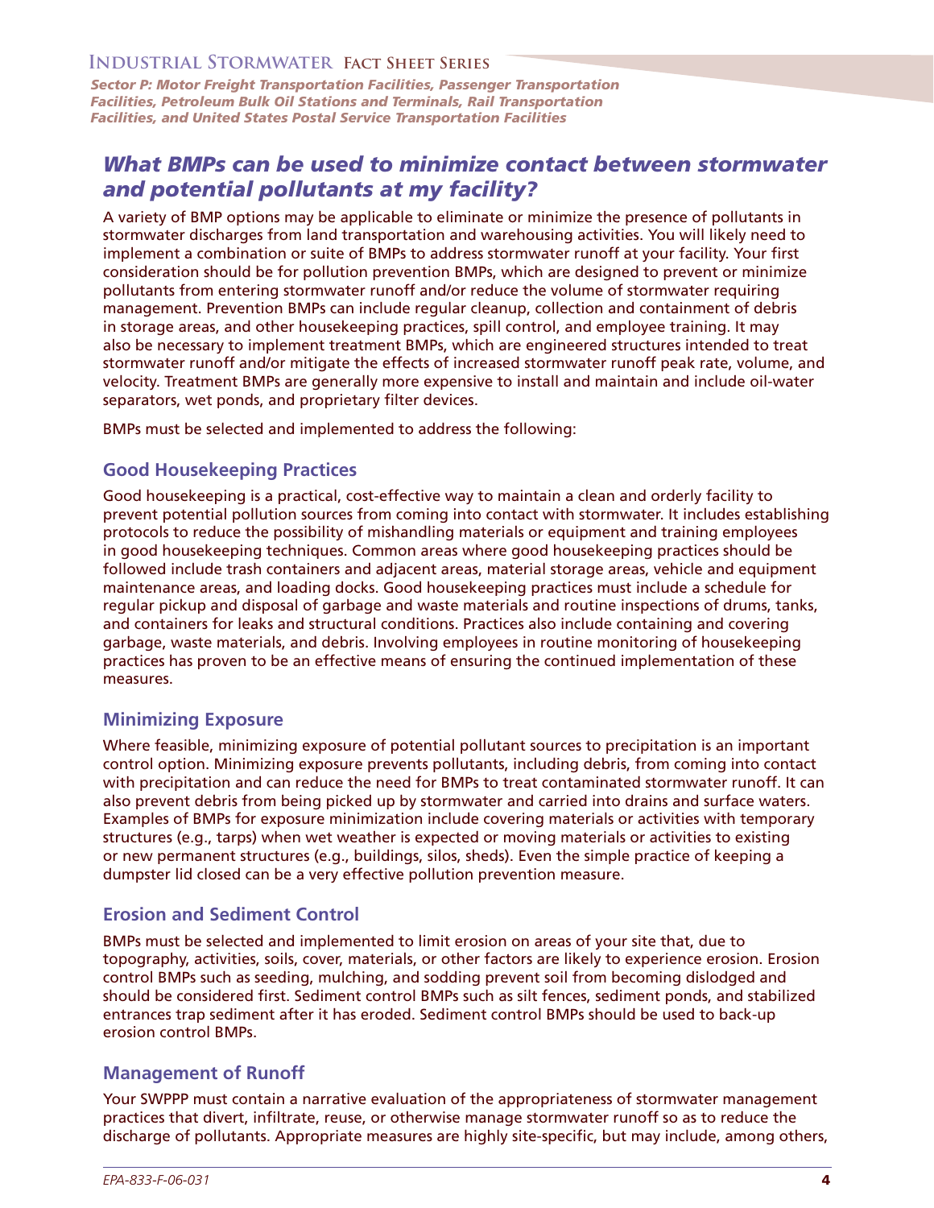## What BMPs can be used to minimize contact between stormwater and potential pollutants at my facility?

A variety of BMP options may be applicable to eliminate or minimize the presence of pollutants in stormwater discharges from land transportation and warehousing activities. You will likely need to implement a combination or suite of BMPs to address stormwater runoff at your facility. Your first consideration should be for pollution prevention BMPs, which are designed to prevent or minimize pollutants from entering stormwater runoff and/or reduce the volume of stormwater requiring management. Prevention BMPs can include regular cleanup, collection and containment of debris in storage areas, and other housekeeping practices, spill control, and employee training. It may also be necessary to implement treatment BMPs, which are engineered structures intended to treat stormwater runoff and/or mitigate the effects of increased stormwater runoff peak rate, volume, and velocity. Treatment BMPs are generally more expensive to install and maintain and include oil-water separators, wet ponds, and proprietary filter devices.

BMPs must be selected and implemented to address the following:

### Good Housekeeping Practices

Good housekeeping is a practical, cost-effective way to maintain a clean and orderly facility to prevent potential pollution sources from coming into contact with stormwater. It includes establishing protocols to reduce the possibility of mishandling materials or equipment and training employees in good housekeeping techniques. Common areas where good housekeeping practices should be followed include trash containers and adjacent areas, material storage areas, vehicle and equipment maintenance areas, and loading docks. Good housekeeping practices must include a schedule for regular pickup and disposal of garbage and waste materials and routine inspections of drums, tanks, and containers for leaks and structural conditions. Practices also include containing and covering garbage, waste materials, and debris. Involving employees in routine monitoring of housekeeping practices has proven to be an effective means of ensuring the continued implementation of these measures.

### Minimizing Exposure

Where feasible, minimizing exposure of potential pollutant sources to precipitation is an important control option. Minimizing exposure prevents pollutants, including debris, from coming into contact with precipitation and can reduce the need for BMPs to treat contaminated stormwater runoff. It can also prevent debris from being picked up by stormwater and carried into drains and surface waters. Examples of BMPs for exposure minimization include covering materials or activities with temporary structures (e.g., tarps) when wet weather is expected or moving materials or activities to existing or new permanent structures (e.g., buildings, silos, sheds). Even the simple practice of keeping a dumpster lid closed can be a very effective pollution prevention measure.

### Erosion and Sediment Control

BMPs must be selected and implemented to limit erosion on areas of your site that, due to topography, activities, soils, cover, materials, or other factors are likely to experience erosion. Erosion control BMPs such as seeding, mulching, and sodding prevent soil from becoming dislodged and should be considered first. Sediment control BMPs such as silt fences, sediment ponds, and stabilized entrances trap sediment after it has eroded. Sediment control BMPs should be used to back-up erosion control BMPs.

### Management of Runoff

Your SWPPP must contain a narrative evaluation of the appropriateness of stormwater management practices that divert, infiltrate, reuse, or otherwise manage stormwater runoff so as to reduce the discharge of pollutants. Appropriate measures are highly site-specific, but may include, among others,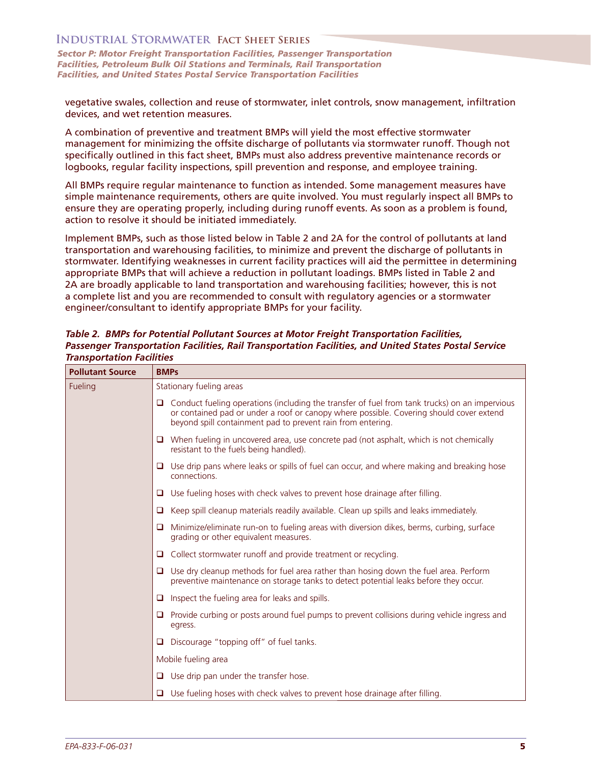vegetative swales, collection and reuse of stormwater, inlet controls, snow management, infiltration devices, and wet retention measures.

A combination of preventive and treatment BMPs will yield the most effective stormwater management for minimizing the offsite discharge of pollutants via stormwater runoff. Though not specifically outlined in this fact sheet, BMPs must also address preventive maintenance records or logbooks, regular facility inspections, spill prevention and response, and employee training.

All BMPs require regular maintenance to function as intended. Some management measures have simple maintenance requirements, others are quite involved. You must regularly inspect all BMPs to ensure they are operating properly, including during runoff events. As soon as a problem is found, action to resolve it should be initiated immediately.

Implement BMPs, such as those listed below in Table 2 and 2A for the control of pollutants at land transportation and warehousing facilities, to minimize and prevent the discharge of pollutants in stormwater. Identifying weaknesses in current facility practices will aid the permittee in determining appropriate BMPs that will achieve a reduction in pollutant loadings. BMPs listed in Table 2 and 2A are broadly applicable to land transportation and warehousing facilities; however, this is not a complete list and you are recommended to consult with regulatory agencies or a stormwater engineer/consultant to identify appropriate BMPs for your facility.

***Table 2. BMPs for Potential Pollutant Sources at Motor Freight Transportation Facilities, Passenger Transportation Facilities, Rail Transportation Facilities, and United States Postal Service Transportation Facilities***

| Pollutant Source | BMPs |
|---|---|
| Fueling | Stationary fueling areas |
| | ❑ Conduct fueling operations (including the transfer of fuel from tank trucks) on an impervious or contained pad or under a roof or canopy where possible. Covering should cover extend beyond spill containment pad to prevent rain from entering. |
| | ❑ When fueling in uncovered area, use concrete pad (not asphalt, which is not chemically resistant to the fuels being handled). |
| | ❑ Use drip pans where leaks or spills of fuel can occur, and where making and breaking hose connections. |
| | ❑ Use fueling hoses with check valves to prevent hose drainage after filling. |
| | ❑ Keep spill cleanup materials readily available. Clean up spills and leaks immediately. |
| | ❑ Minimize/eliminate run-on to fueling areas with diversion dikes, berms, curbing, surface grading or other equivalent measures. |
| | ❑ Collect stormwater runoff and provide treatment or recycling. |
| | ❑ Use dry cleanup methods for fuel area rather than hosing down the fuel area. Perform preventive maintenance on storage tanks to detect potential leaks before they occur. |
| | ❑ Inspect the fueling area for leaks and spills. |
| | ❑ Provide curbing or posts around fuel pumps to prevent collisions during vehicle ingress and egress. |
| | ❑ Discourage "topping off" of fuel tanks. |
| | Mobile fueling area |
| | ❑ Use drip pan under the transfer hose. |
| | ❑ Use fueling hoses with check valves to prevent hose drainage after filling. |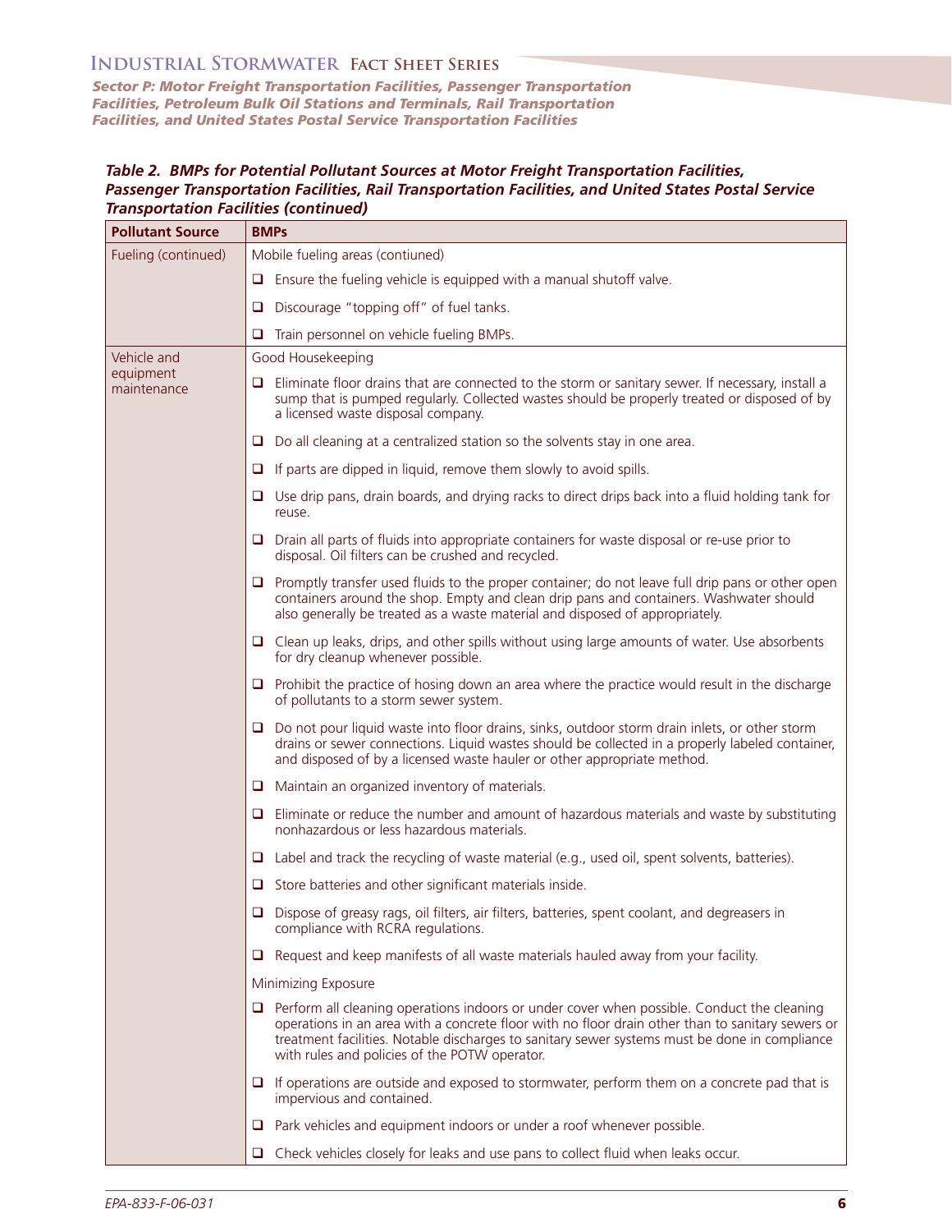**Table 2. BMPs for Potential Pollutant Sources at Motor Freight Transportation Facilities, Passenger Transportation Facilities, Rail Transportation Facilities, and United States Postal Service Transportation Facilities (continued)**

| Pollutant Source | BMPs |
|---|---|
| Fueling (continued) | Mobile fueling areas (contiuned) |
| | ❑ Ensure the fueling vehicle is equipped with a manual shutoff valve. |
| | ❑ Discourage "topping off" of fuel tanks. |
| | ❑ Train personnel on vehicle fueling BMPs. |
| Vehicle and equipment maintenance | Good Housekeeping |
| | ❑ Eliminate floor drains that are connected to the storm or sanitary sewer. If necessary, install a sump that is pumped regularly. Collected wastes should be properly treated or disposed of by a licensed waste disposal company. |
| | ❑ Do all cleaning at a centralized station so the solvents stay in one area. |
| | ❑ If parts are dipped in liquid, remove them slowly to avoid spills. |
| | ❑ Use drip pans, drain boards, and drying racks to direct drips back into a fluid holding tank for reuse. |
| | ❑ Drain all parts of fluids into appropriate containers for waste disposal or re-use prior to disposal. Oil filters can be crushed and recycled. |
| | ❑ Promptly transfer used fluids to the proper container; do not leave full drip pans or other open containers around the shop. Empty and clean drip pans and containers. Washwater should also generally be treated as a waste material and disposed of appropriately. |
| | ❑ Clean up leaks, drips, and other spills without using large amounts of water. Use absorbents for dry cleanup whenever possible. |
| | ❑ Prohibit the practice of hosing down an area where the practice would result in the discharge of pollutants to a storm sewer system. |
| | ❑ Do not pour liquid waste into floor drains, sinks, outdoor storm drain inlets, or other storm drains or sewer connections. Liquid wastes should be collected in a properly labeled container, and disposed of by a licensed waste hauler or other appropriate method. |
| | ❑ Maintain an organized inventory of materials. |
| | ❑ Eliminate or reduce the number and amount of hazardous materials and waste by substituting nonhazardous or less hazardous materials. |
| | ❑ Label and track the recycling of waste material (e.g., used oil, spent solvents, batteries). |
| | ❑ Store batteries and other significant materials inside. |
| | ❑ Dispose of greasy rags, oil filters, air filters, batteries, spent coolant, and degreasers in compliance with RCRA regulations. |
| | ❑ Request and keep manifests of all waste materials hauled away from your facility. |
| | Minimizing Exposure |
| | ❑ Perform all cleaning operations indoors or under cover when possible. Conduct the cleaning operations in an area with a concrete floor with no floor drain other than to sanitary sewers or treatment facilities. Notable discharges to sanitary sewer systems must be done in compliance with rules and policies of the POTW operator. |
| | ❑ If operations are outside and exposed to stormwater, perform them on a concrete pad that is impervious and contained. |
| | ❑ Park vehicles and equipment indoors or under a roof whenever possible. |
| | ❑ Check vehicles closely for leaks and use pans to collect fluid when leaks occur. |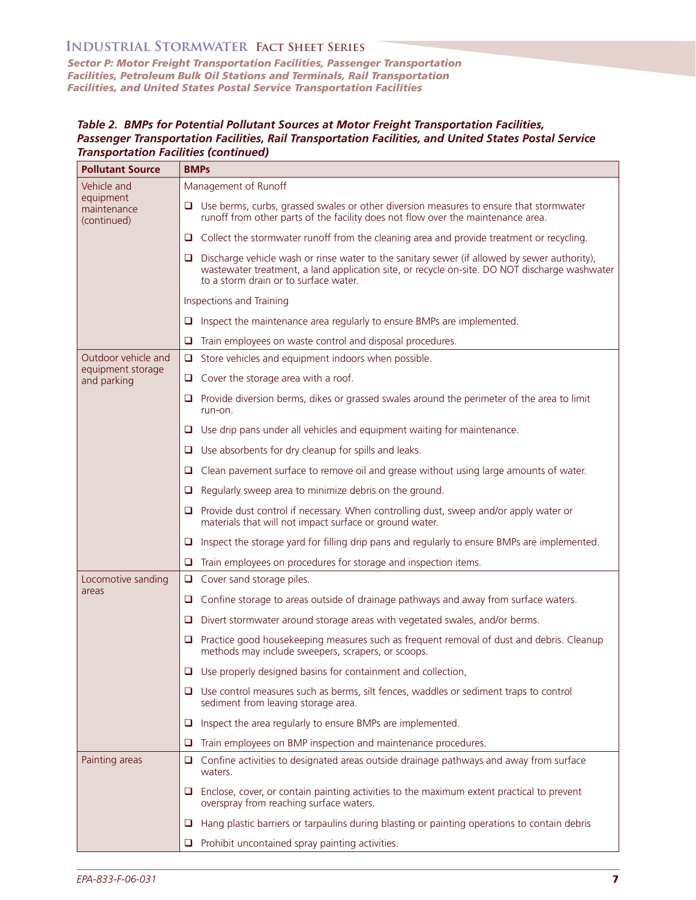**Table 2. BMPs for Potential Pollutant Sources at Motor Freight Transportation Facilities, Passenger Transportation Facilities, Rail Transportation Facilities, and United States Postal Service Transportation Facilities (continued)**

| Pollutant Source | BMPs |
|---|---|
| Vehicle and equipment maintenance (continued) | Management of Runoff |
| | ❑ Use berms, curbs, grassed swales or other diversion measures to ensure that stormwater runoff from other parts of the facility does not flow over the maintenance area. |
| | ❑ Collect the stormwater runoff from the cleaning area and provide treatment or recycling. |
| | ❑ Discharge vehicle wash or rinse water to the sanitary sewer (if allowed by sewer authority), wastewater treatment, a land application site, or recycle on-site. DO NOT discharge washwater to a storm drain or to surface water. |
| | Inspections and Training |
| | ❑ Inspect the maintenance area regularly to ensure BMPs are implemented. |
| | ❑ Train employees on waste control and disposal procedures. |
| Outdoor vehicle and equipment storage and parking | ❑ Store vehicles and equipment indoors when possible. |
| | ❑ Cover the storage area with a roof. |
| | ❑ Provide diversion berms, dikes or grassed swales around the perimeter of the area to limit run-on. |
| | ❑ Use drip pans under all vehicles and equipment waiting for maintenance. |
| | ❑ Use absorbents for dry cleanup for spills and leaks. |
| | ❑ Clean pavement surface to remove oil and grease without using large amounts of water. |
| | ❑ Regularly sweep area to minimize debris on the ground. |
| | ❑ Provide dust control if necessary. When controlling dust, sweep and/or apply water or materials that will not impact surface or ground water. |
| | ❑ Inspect the storage yard for filling drip pans and regularly to ensure BMPs are implemented. |
| | ❑ Train employees on procedures for storage and inspection items. |
| Locomotive sanding areas | ❑ Cover sand storage piles. |
| | ❑ Confine storage to areas outside of drainage pathways and away from surface waters. |
| | ❑ Divert stormwater around storage areas with vegetated swales, and/or berms. |
| | ❑ Practice good housekeeping measures such as frequent removal of dust and debris. Cleanup methods may include sweepers, scrapers, or scoops. |
| | ❑ Use properly designed basins for containment and collection, |
| | ❑ Use control measures such as berms, silt fences, waddles or sediment traps to control sediment from leaving storage area. |
| | ❑ Inspect the area regularly to ensure BMPs are implemented. |
| | ❑ Train employees on BMP inspection and maintenance procedures. |
| Painting areas | ❑ Confine activities to designated areas outside drainage pathways and away from surface waters. |
| | ❑ Enclose, cover, or contain painting activities to the maximum extent practical to prevent overspray from reaching surface waters. |
| | ❑ Hang plastic barriers or tarpaulins during blasting or painting operations to contain debris |
| | ❑ Prohibit uncontained spray painting activities. |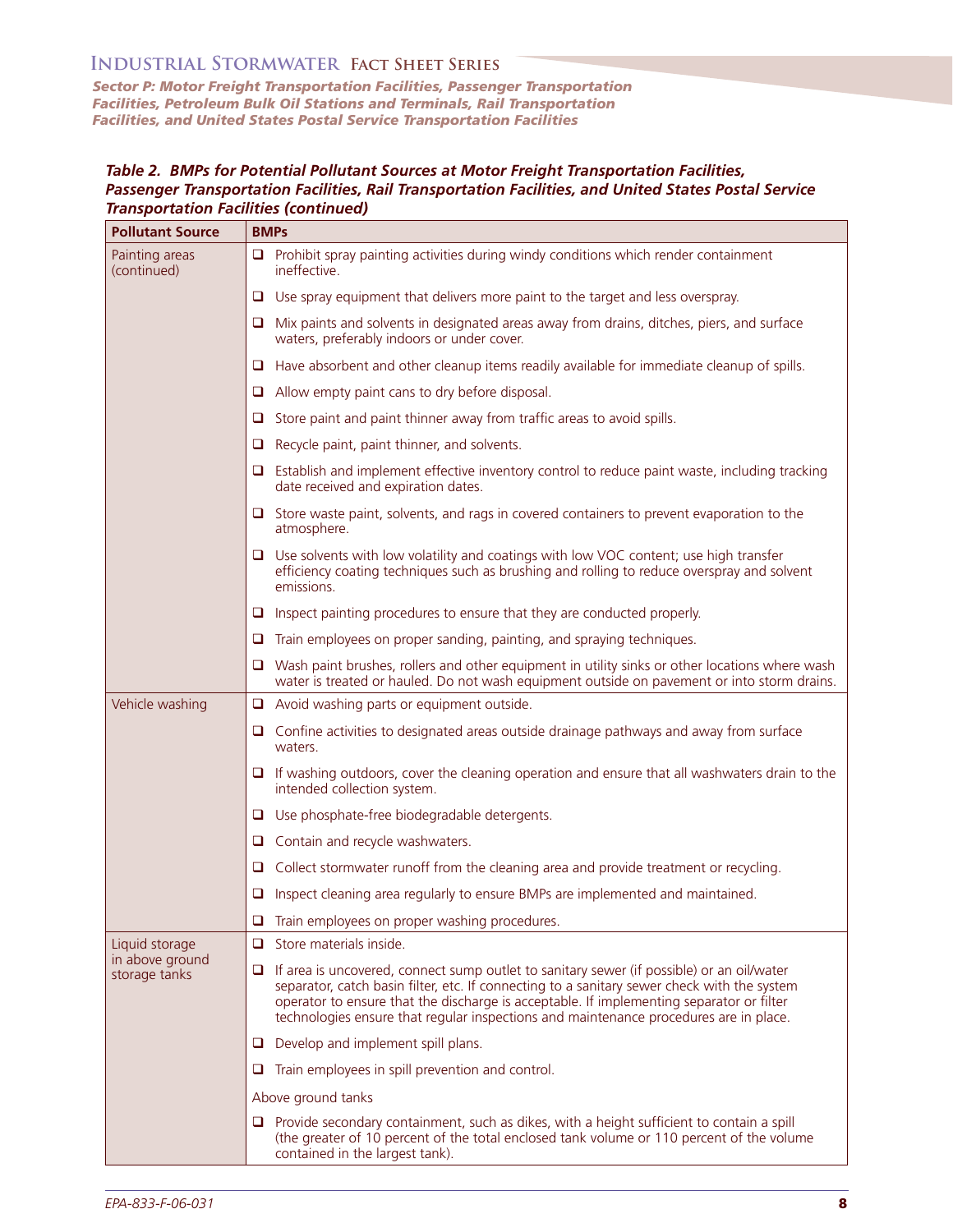**Table 2. BMPs for Potential Pollutant Sources at Motor Freight Transportation Facilities, Passenger Transportation Facilities, Rail Transportation Facilities, and United States Postal Service Transportation Facilities (continued)**

| Pollutant Source | BMPs |
|---|---|
| Painting areas (continued) | ❑ Prohibit spray painting activities during windy conditions which render containment ineffective. |
| | ❑ Use spray equipment that delivers more paint to the target and less overspray. |
| | ❑ Mix paints and solvents in designated areas away from drains, ditches, piers, and surface waters, preferably indoors or under cover. |
| | ❑ Have absorbent and other cleanup items readily available for immediate cleanup of spills. |
| | ❑ Allow empty paint cans to dry before disposal. |
| | ❑ Store paint and paint thinner away from traffic areas to avoid spills. |
| | ❑ Recycle paint, paint thinner, and solvents. |
| | ❑ Establish and implement effective inventory control to reduce paint waste, including tracking date received and expiration dates. |
| | ❑ Store waste paint, solvents, and rags in covered containers to prevent evaporation to the atmosphere. |
| | ❑ Use solvents with low volatility and coatings with low VOC content; use high transfer efficiency coating techniques such as brushing and rolling to reduce overspray and solvent emissions. |
| | ❑ Inspect painting procedures to ensure that they are conducted properly. |
| | ❑ Train employees on proper sanding, painting, and spraying techniques. |
| | ❑ Wash paint brushes, rollers and other equipment in utility sinks or other locations where wash water is treated or hauled. Do not wash equipment outside on pavement or into storm drains. |
| Vehicle washing | ❑ Avoid washing parts or equipment outside. |
| | ❑ Confine activities to designated areas outside drainage pathways and away from surface waters. |
| | ❑ If washing outdoors, cover the cleaning operation and ensure that all washwaters drain to the intended collection system. |
| | ❑ Use phosphate-free biodegradable detergents. |
| | ❑ Contain and recycle washwaters. |
| | ❑ Collect stormwater runoff from the cleaning area and provide treatment or recycling. |
| | ❑ Inspect cleaning area regularly to ensure BMPs are implemented and maintained. |
| | ❑ Train employees on proper washing procedures. |
| Liquid storage in above ground storage tanks | ❑ Store materials inside. |
| | ❑ If area is uncovered, connect sump outlet to sanitary sewer (if possible) or an oil/water separator, catch basin filter, etc. If connecting to a sanitary sewer check with the system operator to ensure that the discharge is acceptable. If implementing separator or filter technologies ensure that regular inspections and maintenance procedures are in place. |
| | ❑ Develop and implement spill plans. |
| | ❑ Train employees in spill prevention and control. |
| | Above ground tanks |
| | ❑ Provide secondary containment, such as dikes, with a height sufficient to contain a spill (the greater of 10 percent of the total enclosed tank volume or 110 percent of the volume contained in the largest tank). |

EPA-833-F-06-031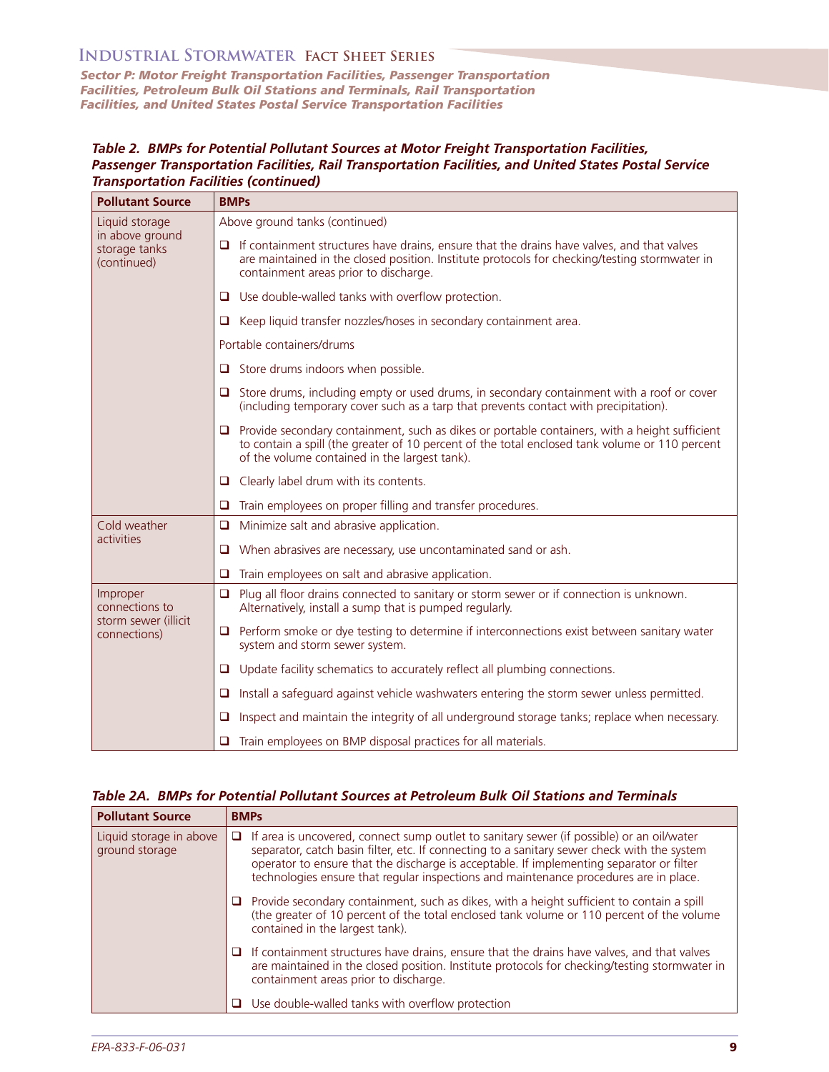***Table 2. BMPs for Potential Pollutant Sources at Motor Freight Transportation Facilities, Passenger Transportation Facilities, Rail Transportation Facilities, and United States Postal Service Transportation Facilities (continued)***

| Pollutant Source | BMPs |
|---|---|
| Liquid storage in above ground storage tanks (continued) | Above ground tanks (continued) |
| | ❑ If containment structures have drains, ensure that the drains have valves, and that valves are maintained in the closed position. Institute protocols for checking/testing stormwater in containment areas prior to discharge. |
| | ❑ Use double-walled tanks with overflow protection. |
| | ❑ Keep liquid transfer nozzles/hoses in secondary containment area. |
| | Portable containers/drums |
| | ❑ Store drums indoors when possible. |
| | ❑ Store drums, including empty or used drums, in secondary containment with a roof or cover (including temporary cover such as a tarp that prevents contact with precipitation). |
| | ❑ Provide secondary containment, such as dikes or portable containers, with a height sufficient to contain a spill (the greater of 10 percent of the total enclosed tank volume or 110 percent of the volume contained in the largest tank). |
| | ❑ Clearly label drum with its contents. |
| | ❑ Train employees on proper filling and transfer procedures. |
| Cold weather activities | ❑ Minimize salt and abrasive application. |
| | ❑ When abrasives are necessary, use uncontaminated sand or ash. |
| | ❑ Train employees on salt and abrasive application. |
| Improper connections to storm sewer (illicit connections) | ❑ Plug all floor drains connected to sanitary or storm sewer or if connection is unknown. Alternatively, install a sump that is pumped regularly. |
| | ❑ Perform smoke or dye testing to determine if interconnections exist between sanitary water system and storm sewer system. |
| | ❑ Update facility schematics to accurately reflect all plumbing connections. |
| | ❑ Install a safeguard against vehicle washwaters entering the storm sewer unless permitted. |
| | ❑ Inspect and maintain the integrity of all underground storage tanks; replace when necessary. |
| | ❑ Train employees on BMP disposal practices for all materials. |

***Table 2A. BMPs for Potential Pollutant Sources at Petroleum Bulk Oil Stations and Terminals***

| Pollutant Source | BMPs |
|---|---|
| Liquid storage in above ground storage | ❑ If area is uncovered, connect sump outlet to sanitary sewer (if possible) or an oil/water separator, catch basin filter, etc. If connecting to a sanitary sewer check with the system operator to ensure that the discharge is acceptable. If implementing separator or filter technologies ensure that regular inspections and maintenance procedures are in place. |
| | ❑ Provide secondary containment, such as dikes, with a height sufficient to contain a spill (the greater of 10 percent of the total enclosed tank volume or 110 percent of the volume contained in the largest tank). |
| | ❑ If containment structures have drains, ensure that the drains have valves, and that valves are maintained in the closed position. Institute protocols for checking/testing stormwater in containment areas prior to discharge. |
| | ❑ Use double-walled tanks with overflow protection |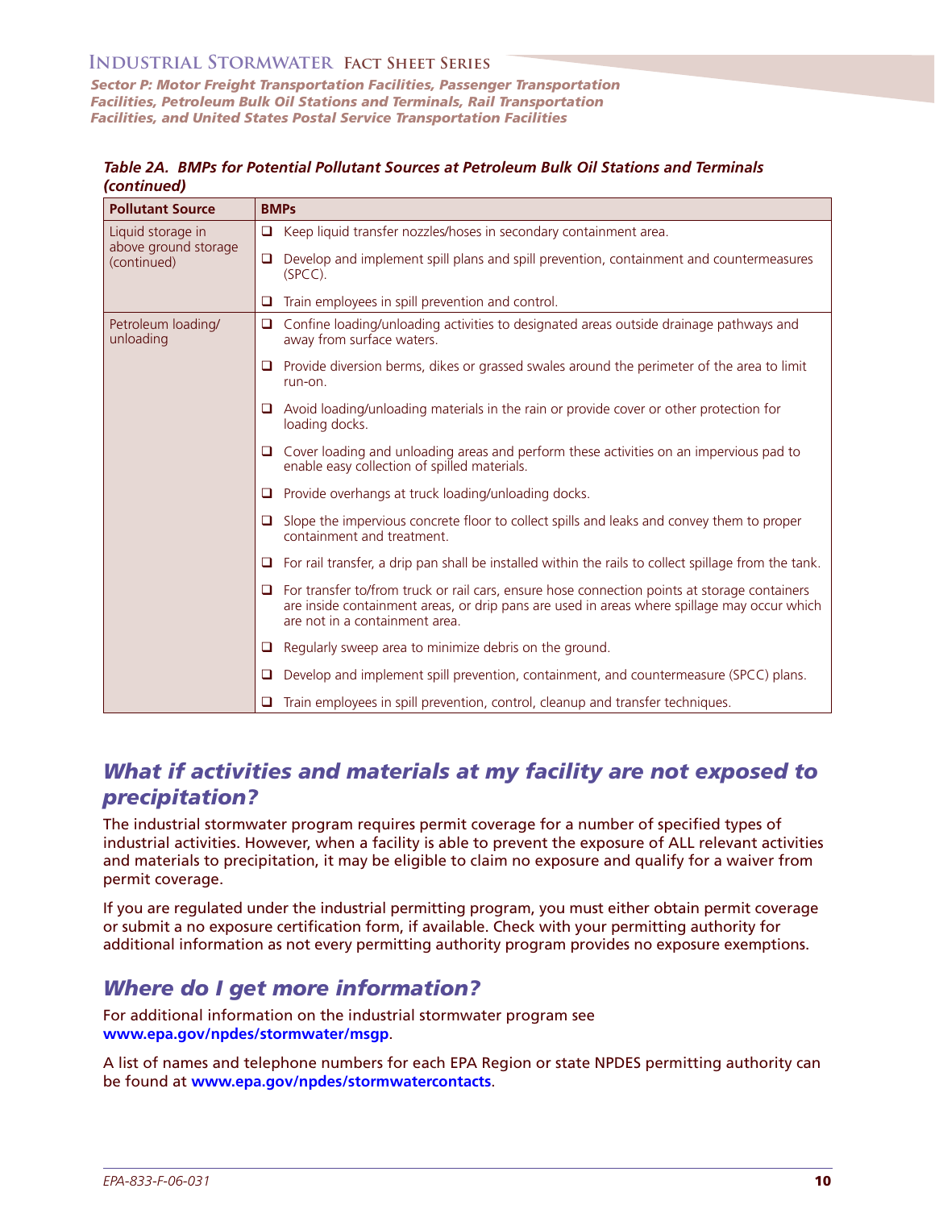*Table 2A. BMPs for Potential Pollutant Sources at Petroleum Bulk Oil Stations and Terminals (continued)*

| Pollutant Source | BMPs |
|---|---|
| Liquid storage in above ground storage (continued) | ❑ Keep liquid transfer nozzles/hoses in secondary containment area.<br>❑ Develop and implement spill plans and spill prevention, containment and countermeasures (SPCC).<br>❑ Train employees in spill prevention and control. |
| Petroleum loading/ unloading | ❑ Confine loading/unloading activities to designated areas outside drainage pathways and away from surface waters.<br>❑ Provide diversion berms, dikes or grassed swales around the perimeter of the area to limit run-on.<br>❑ Avoid loading/unloading materials in the rain or provide cover or other protection for loading docks.<br>❑ Cover loading and unloading areas and perform these activities on an impervious pad to enable easy collection of spilled materials.<br>❑ Provide overhangs at truck loading/unloading docks.<br>❑ Slope the impervious concrete floor to collect spills and leaks and convey them to proper containment and treatment.<br>❑ For rail transfer, a drip pan shall be installed within the rails to collect spillage from the tank.<br>❑ For transfer to/from truck or rail cars, ensure hose connection points at storage containers are inside containment areas, or drip pans are used in areas where spillage may occur which are not in a containment area.<br>❑ Regularly sweep area to minimize debris on the ground.<br>❑ Develop and implement spill prevention, containment, and countermeasure (SPCC) plans.<br>❑ Train employees in spill prevention, control, cleanup and transfer techniques. |

## *What if activities and materials at my facility are not exposed to precipitation?*

The industrial stormwater program requires permit coverage for a number of specified types of industrial activities. However, when a facility is able to prevent the exposure of ALL relevant activities and materials to precipitation, it may be eligible to claim no exposure and qualify for a waiver from permit coverage.

If you are regulated under the industrial permitting program, you must either obtain permit coverage or submit a no exposure certification form, if available. Check with your permitting authority for additional information as not every permitting authority program provides no exposure exemptions.

## *Where do I get more information?*

For additional information on the industrial stormwater program see **www.epa.gov/npdes/stormwater/msgp**.

A list of names and telephone numbers for each EPA Region or state NPDES permitting authority can be found at **www.epa.gov/npdes/stormwatercontacts**.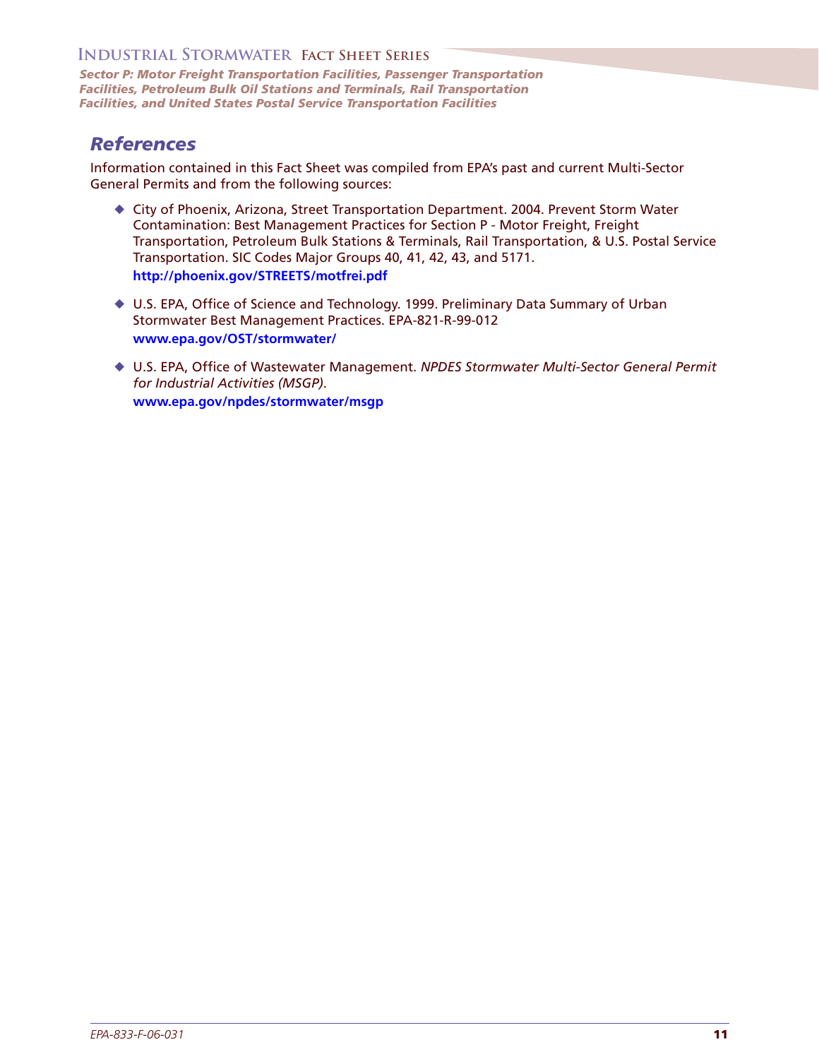## References

Information contained in this Fact Sheet was compiled from EPA's past and current Multi-Sector General Permits and from the following sources:

- City of Phoenix, Arizona, Street Transportation Department. 2004. Prevent Storm Water Contamination: Best Management Practices for Section P - Motor Freight, Freight Transportation, Petroleum Bulk Stations & Terminals, Rail Transportation, & U.S. Postal Service Transportation. SIC Codes Major Groups 40, 41, 42, 43, and 5171.
  **http://phoenix.gov/STREETS/motfrei.pdf**

- U.S. EPA, Office of Science and Technology. 1999. Preliminary Data Summary of Urban Stormwater Best Management Practices. EPA-821-R-99-012
  **www.epa.gov/OST/stormwater/**

- U.S. EPA, Office of Wastewater Management. *NPDES Stormwater Multi-Sector General Permit for Industrial Activities (MSGP).*
  **www.epa.gov/npdes/stormwater/msgp**